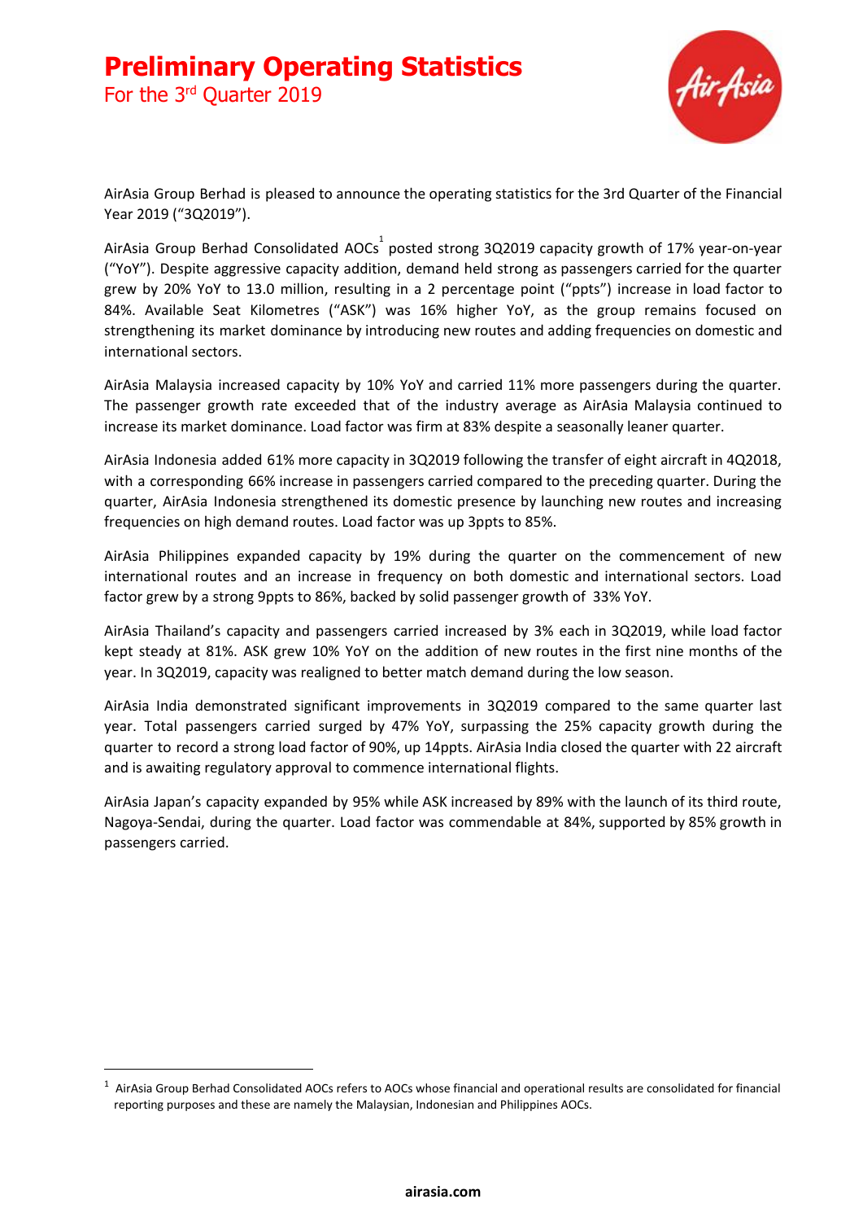# Preliminary Operating Statistics

For the 3rd Quarter 2019

AirAsia Group Berhad is pleased to announce the operating statistics for the 3rd Quarter of the Financial Year 2019 ("3Q2019").

AirAsia Group Berhad Consolidated AOCs[1] posted strong 3Q2019 capacity growth of 17% year-on-year ("YoY"). Despite aggressive capacity addition, demand held strong as passengers carried for the quarter grew by 20% YoY to 13.0 million, resulting in a 2 percentage point ("ppts") increase in load factor to 84%. Available Seat Kilometres ("ASK") was 16% higher YoY, as the group remains focused on strengthening its market dominance by introducing new routes and adding frequencies on domestic and international sectors.

AirAsia Malaysia increased capacity by 10% YoY and carried 11% more passengers during the quarter. The passenger growth rate exceeded that of the industry average as AirAsia Malaysia continued to increase its market dominance. Load factor was firm at 83% despite a seasonally leaner quarter.

AirAsia Indonesia added 61% more capacity in 3Q2019 following the transfer of eight aircraft in 4Q2018, with a corresponding 66% increase in passengers carried compared to the preceding quarter. During the quarter, AirAsia Indonesia strengthened its domestic presence by launching new routes and increasing frequencies on high demand routes. Load factor was up 3ppts to 85%.

AirAsia Philippines expanded capacity by 19% during the quarter on the commencement of new international routes and an increase in frequency on both domestic and international sectors. Load factor grew by a strong 9ppts to 86%, backed by solid passenger growth of 33% YoY.

AirAsia Thailand's capacity and passengers carried increased by 3% each in 3Q2019, while load factor kept steady at 81%. ASK grew 10% YoY on the addition of new routes in the first nine months of the year. In 3Q2019, capacity was realigned to better match demand during the low season.

AirAsia India demonstrated significant improvements in 3Q2019 compared to the same quarter last year. Total passengers carried surged by 47% YoY, surpassing the 25% capacity growth during the quarter to record a strong load factor of 90%, up 14ppts. AirAsia India closed the quarter with 22 aircraft and is awaiting regulatory approval to commence international flights.

AirAsia Japan's capacity expanded by 95% while ASK increased by 89% with the launch of its third route, Nagoya-Sendai, during the quarter. Load factor was commendable at 84%, supported by 85% growth in passengers carried.

---

[1] AirAsia Group Berhad Consolidated AOCs refers to AOCs whose financial and operational results are consolidated for financial reporting purposes and these are namely the Malaysian, Indonesian and Philippines AOCs.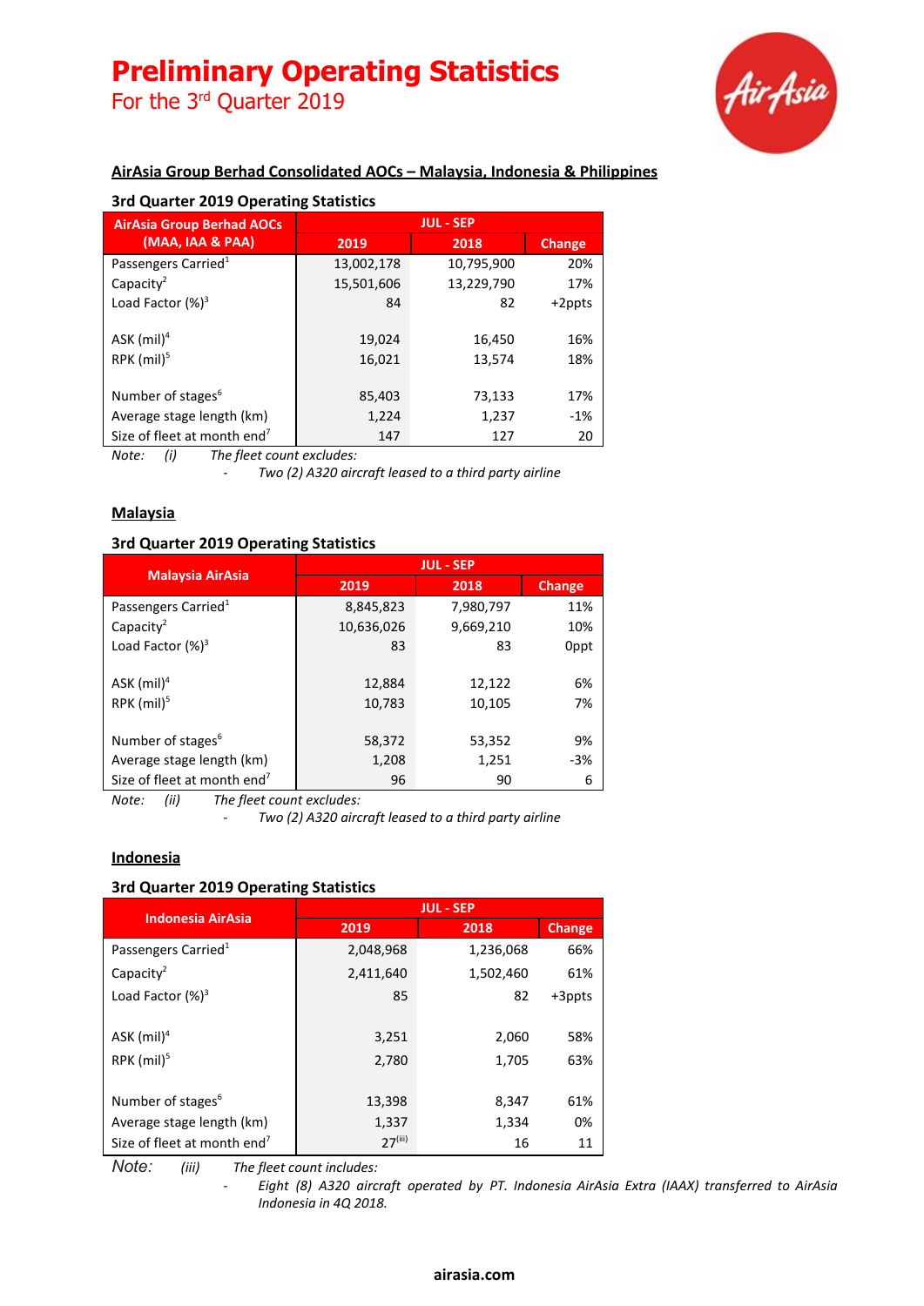# Preliminary Operating Statistics
For the 3rd Quarter 2019

## AirAsia Group Berhad Consolidated AOCs – Malaysia, Indonesia & Philippines

### 3rd Quarter 2019 Operating Statistics

| AirAsia Group Berhad AOCs (MAA, IAA & PAA) | JUL - SEP | | |
|---|---|---|---|
| | 2019 | 2018 | Change |
| Passengers Carried[1] | 13,002,178 | 10,795,900 | 20% |
| Capacity[2] | 15,501,606 | 13,229,790 | 17% |
| Load Factor (%)[3] | 84 | 82 | +2ppts |
| ASK (mil)[4] | 19,024 | 16,450 | 16% |
| RPK (mil)[5] | 16,021 | 13,574 | 18% |
| Number of stages[6] | 85,403 | 73,133 | 17% |
| Average stage length (km) | 1,224 | 1,237 | -1% |
| Size of fleet at month end[7] | 147 | 127 | 20 |

*Note: (i) The fleet count excludes:*
- *Two (2) A320 aircraft leased to a third party airline*

## Malaysia

### 3rd Quarter 2019 Operating Statistics

| Malaysia AirAsia | JUL - SEP | | |
|---|---|---|---|
| | 2019 | 2018 | Change |
| Passengers Carried[1] | 8,845,823 | 7,980,797 | 11% |
| Capacity[2] | 10,636,026 | 9,669,210 | 10% |
| Load Factor (%)[3] | 83 | 83 | 0ppt |
| ASK (mil)[4] | 12,884 | 12,122 | 6% |
| RPK (mil)[5] | 10,783 | 10,105 | 7% |
| Number of stages[6] | 58,372 | 53,352 | 9% |
| Average stage length (km) | 1,208 | 1,251 | -3% |
| Size of fleet at month end[7] | 96 | 90 | 6 |

*Note: (ii) The fleet count excludes:*
- *Two (2) A320 aircraft leased to a third party airline*

## Indonesia

### 3rd Quarter 2019 Operating Statistics

| Indonesia AirAsia | JUL - SEP | | |
|---|---|---|---|
| | 2019 | 2018 | Change |
| Passengers Carried[1] | 2,048,968 | 1,236,068 | 66% |
| Capacity[2] | 2,411,640 | 1,502,460 | 61% |
| Load Factor (%)[3] | 85 | 82 | +3ppts |
| ASK (mil)[4] | 3,251 | 2,060 | 58% |
| RPK (mil)[5] | 2,780 | 1,705 | 63% |
| Number of stages[6] | 13,398 | 8,347 | 61% |
| Average stage length (km) | 1,337 | 1,334 | 0% |
| Size of fleet at month end[7] | 27[(iii)] | 16 | 11 |

*Note: (iii) The fleet count includes:*
- *Eight (8) A320 aircraft operated by PT. Indonesia AirAsia Extra (IAAX) transferred to AirAsia Indonesia in 4Q 2018.*

**airasia.com**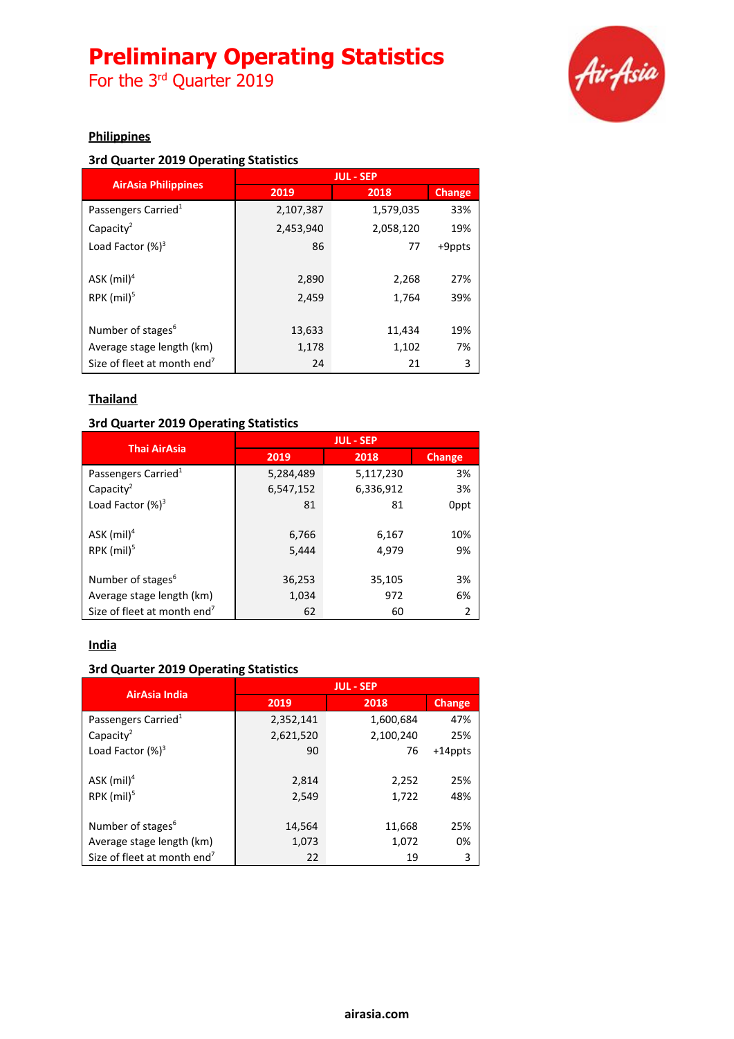# Preliminary Operating Statistics

For the 3rd Quarter 2019

## Philippines

### 3rd Quarter 2019 Operating Statistics

| AirAsia Philippines | JUL - SEP | | |
|---|---|---|---|
| | 2019 | 2018 | Change |
| Passengers Carried[1] | 2,107,387 | 1,579,035 | 33% |
| Capacity[2] | 2,453,940 | 2,058,120 | 19% |
| Load Factor (%)[3] | 86 | 77 | +9ppts |
| | | | |
| ASK (mil)[4] | 2,890 | 2,268 | 27% |
| RPK (mil)[5] | 2,459 | 1,764 | 39% |
| | | | |
| Number of stages[6] | 13,633 | 11,434 | 19% |
| Average stage length (km) | 1,178 | 1,102 | 7% |
| Size of fleet at month end[7] | 24 | 21 | 3 |

## Thailand

### 3rd Quarter 2019 Operating Statistics

| Thai AirAsia | JUL - SEP | | |
|---|---|---|---|
| | 2019 | 2018 | Change |
| Passengers Carried[1] | 5,284,489 | 5,117,230 | 3% |
| Capacity[2] | 6,547,152 | 6,336,912 | 3% |
| Load Factor (%)[3] | 81 | 81 | 0ppt |
| | | | |
| ASK (mil)[4] | 6,766 | 6,167 | 10% |
| RPK (mil)[5] | 5,444 | 4,979 | 9% |
| | | | |
| Number of stages[6] | 36,253 | 35,105 | 3% |
| Average stage length (km) | 1,034 | 972 | 6% |
| Size of fleet at month end[7] | 62 | 60 | 2 |

## India

### 3rd Quarter 2019 Operating Statistics

| AirAsia India | JUL - SEP | | |
|---|---|---|---|
| | 2019 | 2018 | Change |
| Passengers Carried[1] | 2,352,141 | 1,600,684 | 47% |
| Capacity[2] | 2,621,520 | 2,100,240 | 25% |
| Load Factor (%)[3] | 90 | 76 | +14ppts |
| | | | |
| ASK (mil)[4] | 2,814 | 2,252 | 25% |
| RPK (mil)[5] | 2,549 | 1,722 | 48% |
| | | | |
| Number of stages[6] | 14,564 | 11,668 | 25% |
| Average stage length (km) | 1,073 | 1,072 | 0% |
| Size of fleet at month end[7] | 22 | 19 | 3 |

**airasia.com**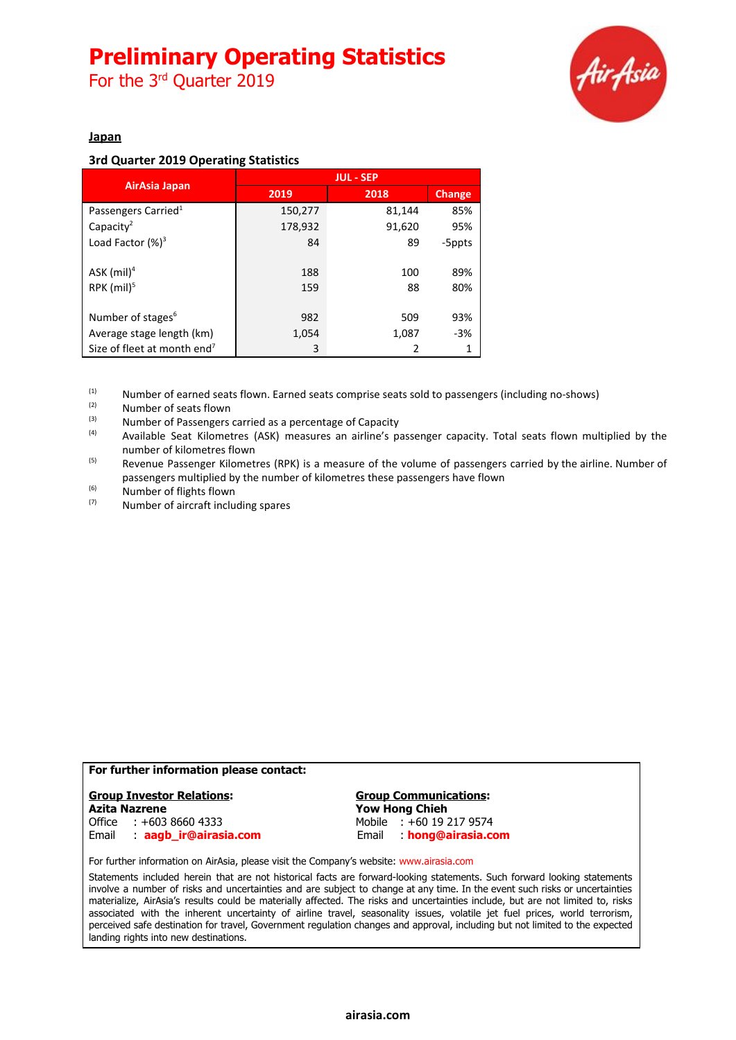# Preliminary Operating Statistics

For the 3rd Quarter 2019

## Japan

### 3rd Quarter 2019 Operating Statistics

| AirAsia Japan | JUL - SEP | | |
|---|---|---|---|
| | 2019 | 2018 | Change |
| Passengers Carried[1] | 150,277 | 81,144 | 85% |
| Capacity[2] | 178,932 | 91,620 | 95% |
| Load Factor (%)[3] | 84 | 89 | -5ppts |
| | | | |
| ASK (mil)[4] | 188 | 100 | 89% |
| RPK (mil)[5] | 159 | 88 | 80% |
| | | | |
| Number of stages[6] | 982 | 509 | 93% |
| Average stage length (km) | 1,054 | 1,087 | -3% |
| Size of fleet at month end[7] | 3 | 2 | 1 |

(1) Number of earned seats flown. Earned seats comprise seats sold to passengers (including no-shows)
(2) Number of seats flown
(3) Number of Passengers carried as a percentage of Capacity
(4) Available Seat Kilometres (ASK) measures an airline's passenger capacity. Total seats flown multiplied by the number of kilometres flown
(5) Revenue Passenger Kilometres (RPK) is a measure of the volume of passengers carried by the airline. Number of passengers multiplied by the number of kilometres these passengers have flown
(6) Number of flights flown
(7) Number of aircraft including spares

**For further information please contact:**

**Group Investor Relations:**
**Azita Nazrene**
Office : +603 8660 4333
Email : **aagb_ir@airasia.com**

**Group Communications:**
**Yow Hong Chieh**
Mobile : +60 19 217 9574
Email : **hong@airasia.com**

For further information on AirAsia, please visit the Company's website: www.airasia.com

Statements included herein that are not historical facts are forward-looking statements. Such forward looking statements involve a number of risks and uncertainties and are subject to change at any time. In the event such risks or uncertainties materialize, AirAsia's results could be materially affected. The risks and uncertainties include, but are not limited to, risks associated with the inherent uncertainty of airline travel, seasonality issues, volatile jet fuel prices, world terrorism, perceived safe destination for travel, Government regulation changes and approval, including but not limited to the expected landing rights into new destinations.

**airasia.com**